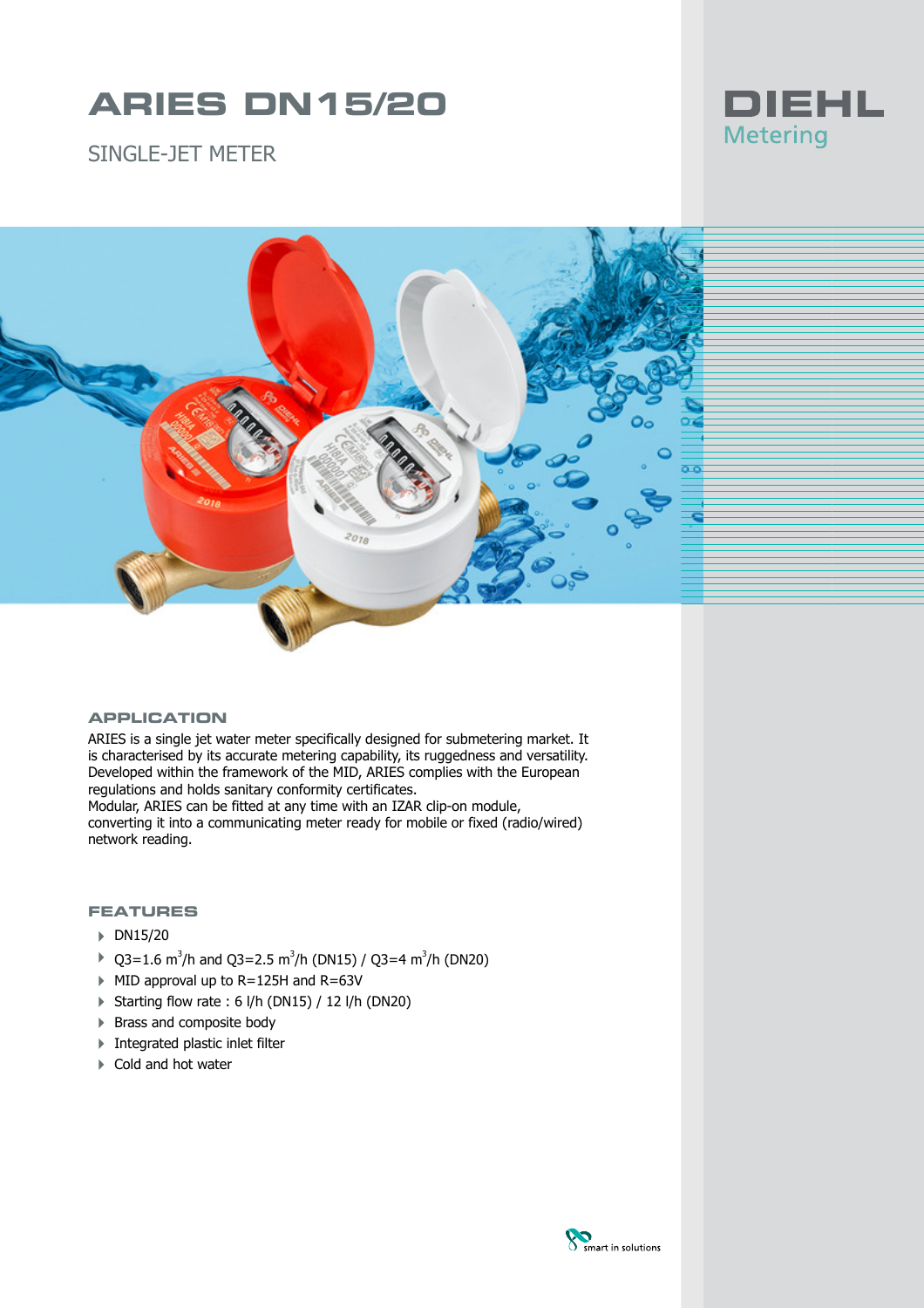# ARIES DN15/20

## SINGLE-JET METER

DIEHL Metering

### APPLICATION

ARIES is a single jet water meter specifically designed for submetering market. It is characterised by its accurate metering capability, its ruggedness and versatility. Developed within the framework of the MID, ARIES complies with the European regulations and holds sanitary conformity certificates.
Modular, ARIES can be fitted at any time with an IZAR clip-on module, converting it into a communicating meter ready for mobile or fixed (radio/wired) network reading.

### FEATURES

- DN15/20
- Q3=1.6 $m^3$/h and Q3=2.5 $m^3$/h (DN15) / Q3=4 $m^3$/h (DN20)
- MID approval up to R=125H and R=63V
- Starting flow rate : 6 l/h (DN15) / 12 l/h (DN20)
- Brass and composite body
- Integrated plastic inlet filter
- Cold and hot water

smart in solutions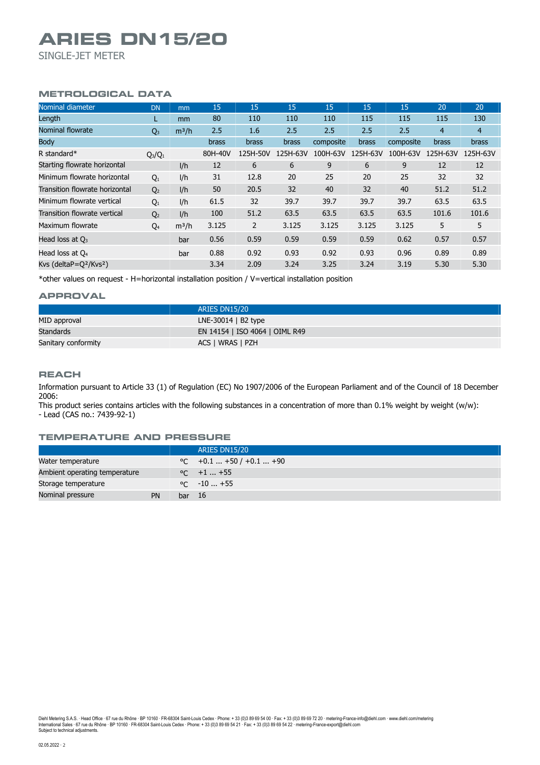# ARIES DN15/20

SINGLE-JET METER

## METROLOGICAL DATA

| Nominal diameter | DN | mm | 15 | 15 | 15 | 15 | 15 | 15 | 20 | 20 |
|---|---|---|---|---|---|---|---|---|---|---|
| Length | L | mm | 80 | 110 | 110 | 110 | 115 | 115 | 115 | 130 |
| Nominal flowrate | $Q_3$ | m³/h | 2.5 | 1.6 | 2.5 | 2.5 | 2.5 | 2.5 | 4 | 4 |
| Body | | | brass | brass | brass | composite | brass | composite | brass | brass |
| R standard* | $Q_3/Q_1$ | | 80H-40V | 125H-50V | 125H-63V | 100H-63V | 125H-63V | 100H-63V | 125H-63V | 125H-63V |
| Starting flowrate horizontal | | l/h | 12 | 6 | 6 | 9 | 6 | 9 | 12 | 12 |
| Minimum flowrate horizontal | $Q_1$ | l/h | 31 | 12.8 | 20 | 25 | 20 | 25 | 32 | 32 |
| Transition flowrate horizontal | $Q_2$ | l/h | 50 | 20.5 | 32 | 40 | 32 | 40 | 51.2 | 51.2 |
| Minimum flowrate vertical | $Q_1$ | l/h | 61.5 | 32 | 39.7 | 39.7 | 39.7 | 39.7 | 63.5 | 63.5 |
| Transition flowrate vertical | $Q_2$ | l/h | 100 | 51.2 | 63.5 | 63.5 | 63.5 | 63.5 | 101.6 | 101.6 |
| Maximum flowrate | $Q_4$ | m³/h | 3.125 | 2 | 3.125 | 3.125 | 3.125 | 3.125 | 5 | 5 |
| Head loss at $Q_3$ | | bar | 0.56 | 0.59 | 0.59 | 0.59 | 0.59 | 0.62 | 0.57 | 0.57 |
| Head loss at $Q_4$ | | bar | 0.88 | 0.92 | 0.93 | 0.92 | 0.93 | 0.96 | 0.89 | 0.89 |
| Kvs (deltaP=$Q^2/Kvs^2$) | | | 3.34 | 2.09 | 3.24 | 3.25 | 3.24 | 3.19 | 5.30 | 5.30 |

*other values on request - H=horizontal installation position / V=vertical installation position

## APPROVAL

| | ARIES DN15/20 |
|---|---|
| MID approval | LNE-30014 \| B2 type |
| Standards | EN 14154 \| ISO 4064 \| OIML R49 |
| Sanitary conformity | ACS \| WRAS \| PZH |

## REACH

Information pursuant to Article 33 (1) of Regulation (EC) No 1907/2006 of the European Parliament and of the Council of 18 December 2006:

This product series contains articles with the following substances in a concentration of more than 0.1% weight by weight (w/w):
- Lead (CAS no.: 7439-92-1)

## TEMPERATURE AND PRESSURE

| | | | ARIES DN15/20 |
|---|---|---|---|
| Water temperature | | °C | +0.1 ... +50 / +0.1 ... +90 |
| Ambient operating temperature | | °C | +1 ... +55 |
| Storage temperature | | °C | -10 ... +55 |
| Nominal pressure | PN | bar | 16 |

Diehl Metering S.A.S. · Head Office · 67 rue du Rhône · BP 10160 · FR-68304 Saint-Louis Cedex · Phone: + 33 (0)3 89 69 54 00 · Fax: + 33 (0)3 89 69 72 20 · metering-France-info@diehl.com · www.diehl.com/metering
International Sales · 67 rue du Rhône · BP 10160 · FR-68304 Saint-Louis Cedex · Phone: + 33 (0)3 89 69 54 21 · Fax: + 33 (0)3 89 69 54 22 · metering-France-export@diehl.com
Subject to technical adjustments.

02.05.2022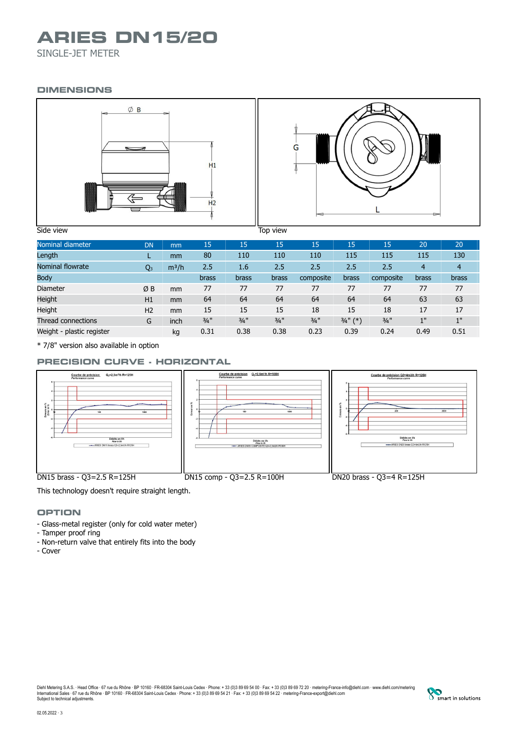# ARIES DN15/20

SINGLE-JET METER

## DIMENSIONS

Ø B

H1

H2

G

L

Side view

Top view

| Nominal diameter | DN | mm | 15 | 15 | 15 | 15 | 15 | 15 | 20 | 20 |
|---|---|---|---|---|---|---|---|---|---|---|
| Length | L | mm | 80 | 110 | 110 | 110 | 115 | 115 | 115 | 130 |
| Nominal flowrate | $Q_3$ | $m^3/h$ | 2.5 | 1.6 | 2.5 | 2.5 | 2.5 | 2.5 | 4 | 4 |
| Body | | | brass | brass | brass | composite | brass | composite | brass | brass |
| Diameter | Ø B | mm | 77 | 77 | 77 | 77 | 77 | 77 | 77 | 77 |
| Height | H1 | mm | 64 | 64 | 64 | 64 | 64 | 64 | 63 | 63 |
| Height | H2 | mm | 15 | 15 | 15 | 18 | 15 | 18 | 17 | 17 |
| Thread connections | G | inch | ¾" | ¾" | ¾" | ¾" | ¾" (*) | ¾" | 1" | 1" |
| Weight - plastic register | | kg | 0.31 | 0.38 | 0.38 | 0.23 | 0.39 | 0.24 | 0.49 | 0.51 |

* 7/8" version also available in option

## PRECISION CURVE - HORIZONTAL

Courbe de précision Q3=2,5m³/h R=125H
Performance curve
Erreurs en %
100
1000
Débits en l/h
Flow in l/h
ARIES DN15 brass Q3=2,5m3/h R125H

DN15 brass - Q3=2.5 R=125H

Courbe de précision Q3=2,5m³/h R=100H
Performance curve
Erreurs en %
10
100
1000
Débits en l/h
Flow in l/h
ARIES DN15 COMPOSITE Q3=2,5m3/h R100H

DN15 comp - Q3=2.5 R=100H

Courbe de précision Q3=4m3/h R=125H
Performance curve
Erreurs en %
200
2000
Débits en l/h
Flow in l/h
ARIES DN20 brass Q3=4m3/h R125H

DN20 brass - Q3=4 R=125H

This technology doesn't require straight length.

## OPTION

- Glass-metal register (only for cold water meter)
- Tamper proof ring
- Non-return valve that entirely fits into the body
- Cover

Diehl Metering S.A.S. · Head Office · 67 rue du Rhône · BP 10160 · FR-68304 Saint-Louis Cedex · Phone: + 33 (0)3 89 69 54 00 · Fax: + 33 (0)3 89 69 72 20 · metering-France-info@diehl.com · www.diehl.com/metering
International Sales · 67 rue du Rhône · BP 10160 · FR-68304 Saint-Louis Cedex · Phone: + 33 (0)3 89 69 54 21 · Fax: + 33 (0)3 89 69 54 22 · metering-France-export@diehl.com
Subject to technical adjustments.

smart in solutions

02.05.2022